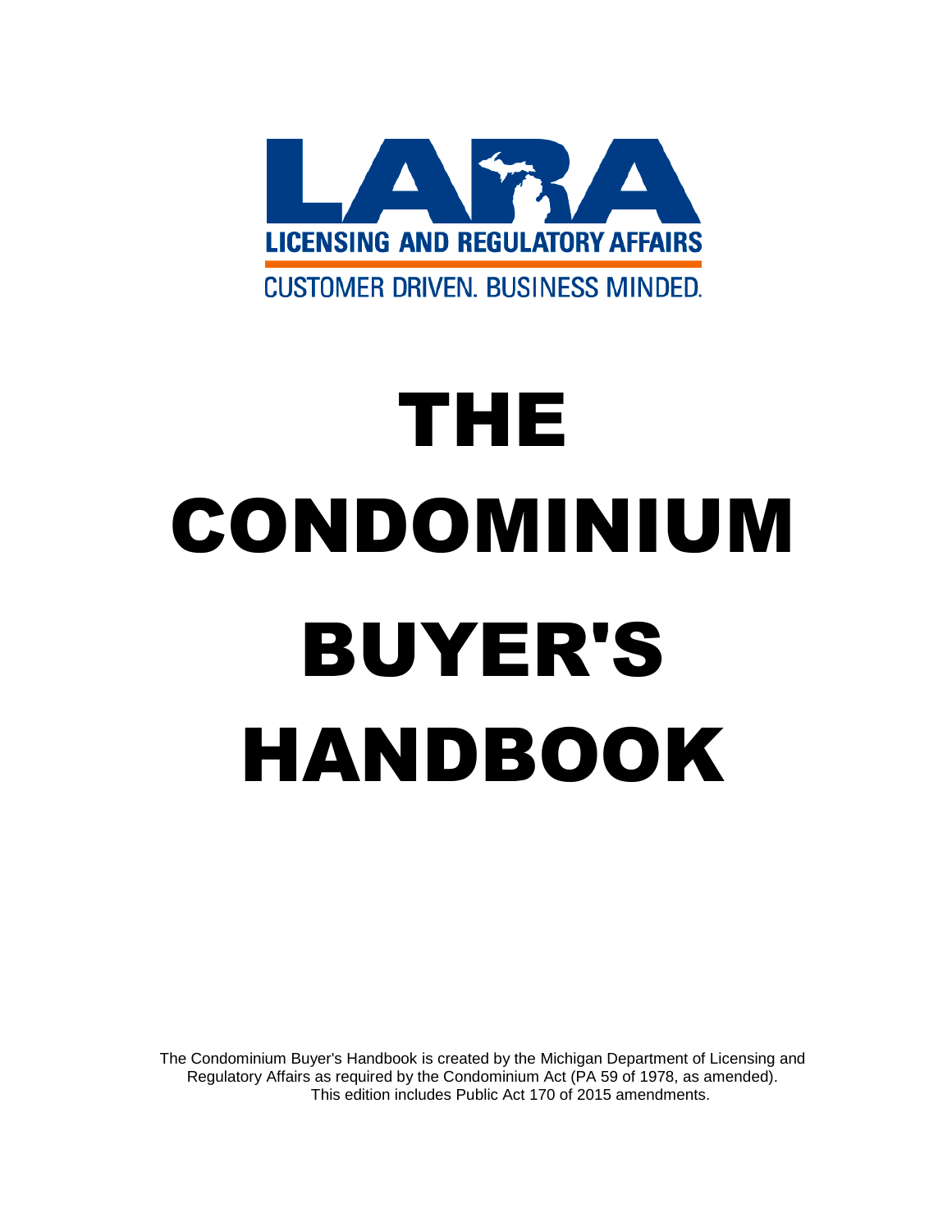LARA

LICENSING AND REGULATORY AFFAIRS

CUSTOMER DRIVEN. BUSINESS MINDED.

# THE CONDOMINIUM BUYER'S HANDBOOK

The Condominium Buyer's Handbook is created by the Michigan Department of Licensing and Regulatory Affairs as required by the Condominium Act (PA 59 of 1978, as amended). This edition includes Public Act 170 of 2015 amendments.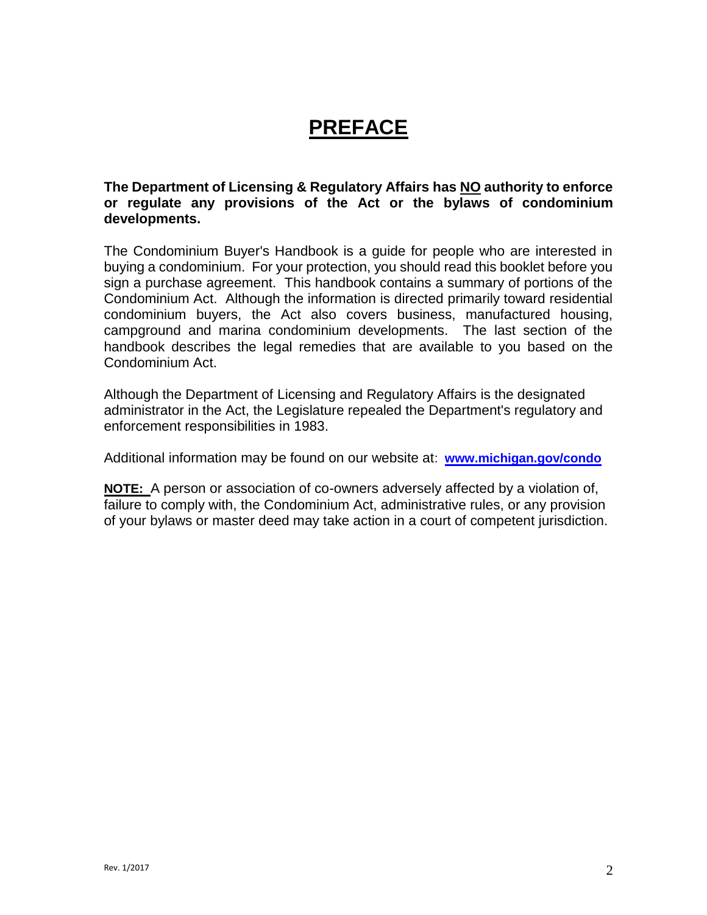# PREFACE

**The Department of Licensing & Regulatory Affairs has NO authority to enforce or regulate any provisions of the Act or the bylaws of condominium developments.**

The Condominium Buyer's Handbook is a guide for people who are interested in buying a condominium. For your protection, you should read this booklet before you sign a purchase agreement. This handbook contains a summary of portions of the Condominium Act. Although the information is directed primarily toward residential condominium buyers, the Act also covers business, manufactured housing, campground and marina condominium developments. The last section of the handbook describes the legal remedies that are available to you based on the Condominium Act.

Although the Department of Licensing and Regulatory Affairs is the designated administrator in the Act, the Legislature repealed the Department's regulatory and enforcement responsibilities in 1983.

Additional information may be found on our website at: **www.michigan.gov/condo**

**NOTE:** A person or association of co-owners adversely affected by a violation of, failure to comply with, the Condominium Act, administrative rules, or any provision of your bylaws or master deed may take action in a court of competent jurisdiction.

Rev. 1/2017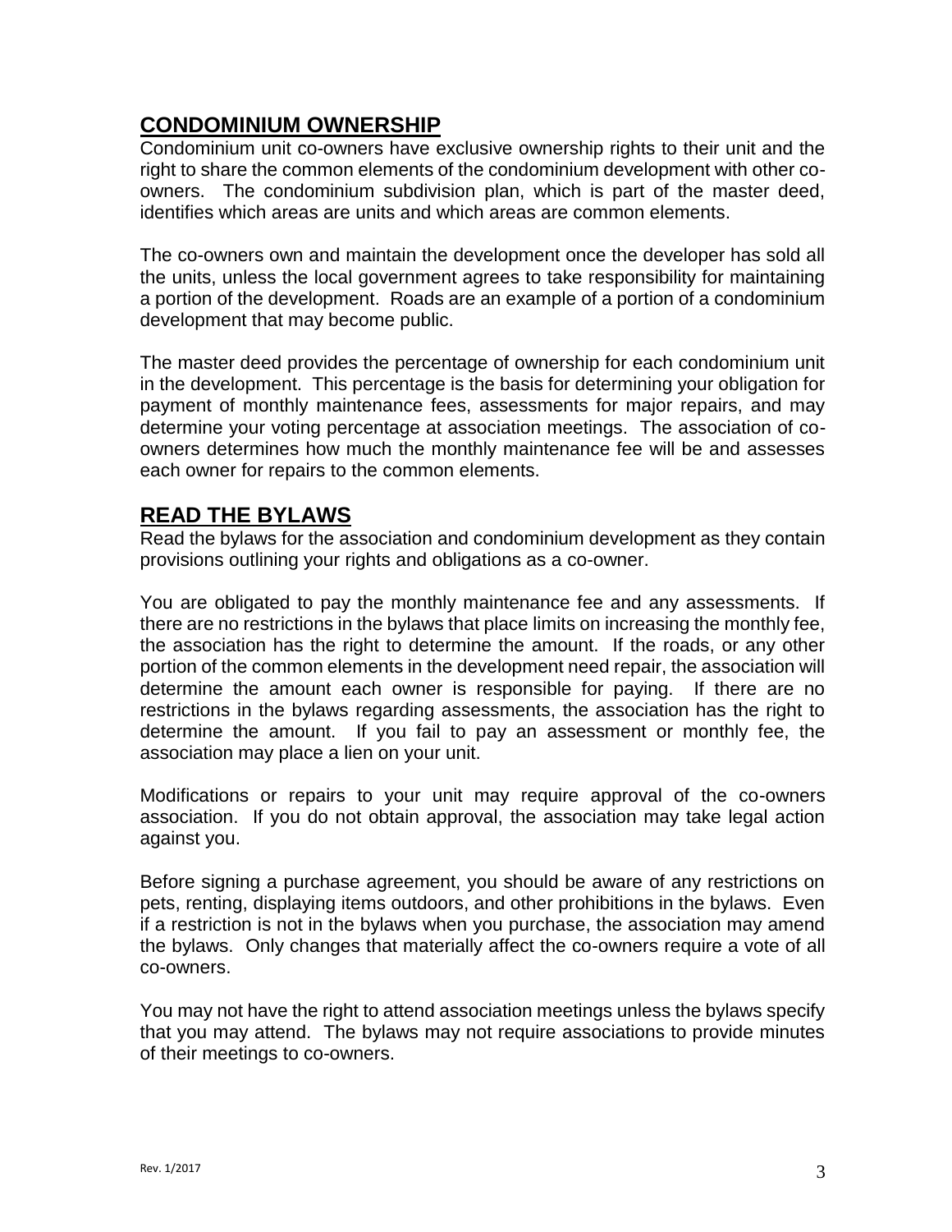## CONDOMINIUM OWNERSHIP

Condominium unit co-owners have exclusive ownership rights to their unit and the right to share the common elements of the condominium development with other co-owners. The condominium subdivision plan, which is part of the master deed, identifies which areas are units and which areas are common elements.

The co-owners own and maintain the development once the developer has sold all the units, unless the local government agrees to take responsibility for maintaining a portion of the development. Roads are an example of a portion of a condominium development that may become public.

The master deed provides the percentage of ownership for each condominium unit in the development. This percentage is the basis for determining your obligation for payment of monthly maintenance fees, assessments for major repairs, and may determine your voting percentage at association meetings. The association of co-owners determines how much the monthly maintenance fee will be and assesses each owner for repairs to the common elements.

## READ THE BYLAWS

Read the bylaws for the association and condominium development as they contain provisions outlining your rights and obligations as a co-owner.

You are obligated to pay the monthly maintenance fee and any assessments. If there are no restrictions in the bylaws that place limits on increasing the monthly fee, the association has the right to determine the amount. If the roads, or any other portion of the common elements in the development need repair, the association will determine the amount each owner is responsible for paying. If there are no restrictions in the bylaws regarding assessments, the association has the right to determine the amount. If you fail to pay an assessment or monthly fee, the association may place a lien on your unit.

Modifications or repairs to your unit may require approval of the co-owners association. If you do not obtain approval, the association may take legal action against you.

Before signing a purchase agreement, you should be aware of any restrictions on pets, renting, displaying items outdoors, and other prohibitions in the bylaws. Even if a restriction is not in the bylaws when you purchase, the association may amend the bylaws. Only changes that materially affect the co-owners require a vote of all co-owners.

You may not have the right to attend association meetings unless the bylaws specify that you may attend. The bylaws may not require associations to provide minutes of their meetings to co-owners.

Rev. 1/2017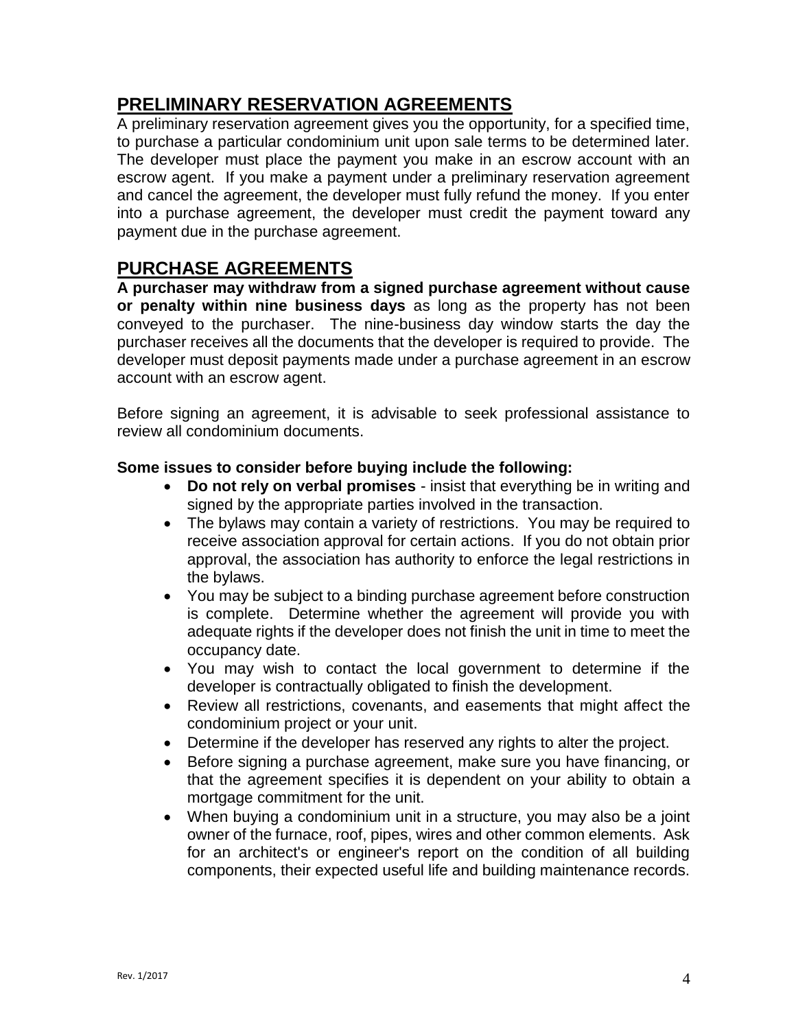## PRELIMINARY RESERVATION AGREEMENTS

A preliminary reservation agreement gives you the opportunity, for a specified time, to purchase a particular condominium unit upon sale terms to be determined later. The developer must place the payment you make in an escrow account with an escrow agent. If you make a payment under a preliminary reservation agreement and cancel the agreement, the developer must fully refund the money. If you enter into a purchase agreement, the developer must credit the payment toward any payment due in the purchase agreement.

## PURCHASE AGREEMENTS

**A purchaser may withdraw from a signed purchase agreement without cause or penalty within nine business days** as long as the property has not been conveyed to the purchaser. The nine-business day window starts the day the purchaser receives all the documents that the developer is required to provide. The developer must deposit payments made under a purchase agreement in an escrow account with an escrow agent.

Before signing an agreement, it is advisable to seek professional assistance to review all condominium documents.

**Some issues to consider before buying include the following:**

- **Do not rely on verbal promises** - insist that everything be in writing and signed by the appropriate parties involved in the transaction.
- The bylaws may contain a variety of restrictions. You may be required to receive association approval for certain actions. If you do not obtain prior approval, the association has authority to enforce the legal restrictions in the bylaws.
- You may be subject to a binding purchase agreement before construction is complete. Determine whether the agreement will provide you with adequate rights if the developer does not finish the unit in time to meet the occupancy date.
- You may wish to contact the local government to determine if the developer is contractually obligated to finish the development.
- Review all restrictions, covenants, and easements that might affect the condominium project or your unit.
- Determine if the developer has reserved any rights to alter the project.
- Before signing a purchase agreement, make sure you have financing, or that the agreement specifies it is dependent on your ability to obtain a mortgage commitment for the unit.
- When buying a condominium unit in a structure, you may also be a joint owner of the furnace, roof, pipes, wires and other common elements. Ask for an architect's or engineer's report on the condition of all building components, their expected useful life and building maintenance records.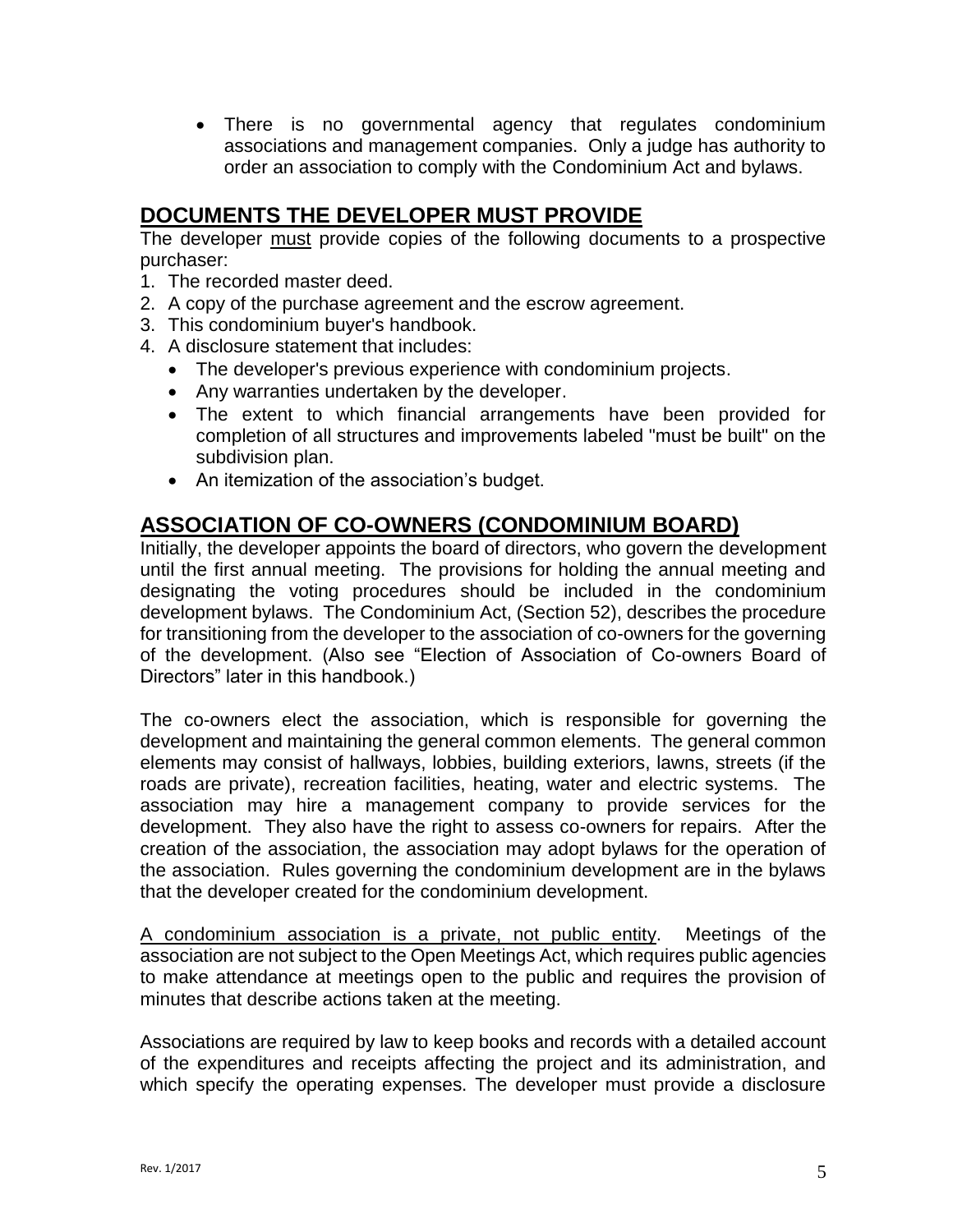- There is no governmental agency that regulates condominium associations and management companies. Only a judge has authority to order an association to comply with the Condominium Act and bylaws.

## DOCUMENTS THE DEVELOPER MUST PROVIDE

The developer <u>must</u> provide copies of the following documents to a prospective purchaser:

1. The recorded master deed.
2. A copy of the purchase agreement and the escrow agreement.
3. This condominium buyer's handbook.
4. A disclosure statement that includes:
   - The developer's previous experience with condominium projects.
   - Any warranties undertaken by the developer.
   - The extent to which financial arrangements have been provided for completion of all structures and improvements labeled "must be built" on the subdivision plan.
   - An itemization of the association's budget.

## ASSOCIATION OF CO-OWNERS (CONDOMINIUM BOARD)

Initially, the developer appoints the board of directors, who govern the development until the first annual meeting. The provisions for holding the annual meeting and designating the voting procedures should be included in the condominium development bylaws. The Condominium Act, (Section 52), describes the procedure for transitioning from the developer to the association of co-owners for the governing of the development. (Also see "Election of Association of Co-owners Board of Directors" later in this handbook.)

The co-owners elect the association, which is responsible for governing the development and maintaining the general common elements. The general common elements may consist of hallways, lobbies, building exteriors, lawns, streets (if the roads are private), recreation facilities, heating, water and electric systems. The association may hire a management company to provide services for the development. They also have the right to assess co-owners for repairs. After the creation of the association, the association may adopt bylaws for the operation of the association. Rules governing the condominium development are in the bylaws that the developer created for the condominium development.

<u>A condominium association is a private, not public entity</u>. Meetings of the association are not subject to the Open Meetings Act, which requires public agencies to make attendance at meetings open to the public and requires the provision of minutes that describe actions taken at the meeting.

Associations are required by law to keep books and records with a detailed account of the expenditures and receipts affecting the project and its administration, and which specify the operating expenses. The developer must provide a disclosure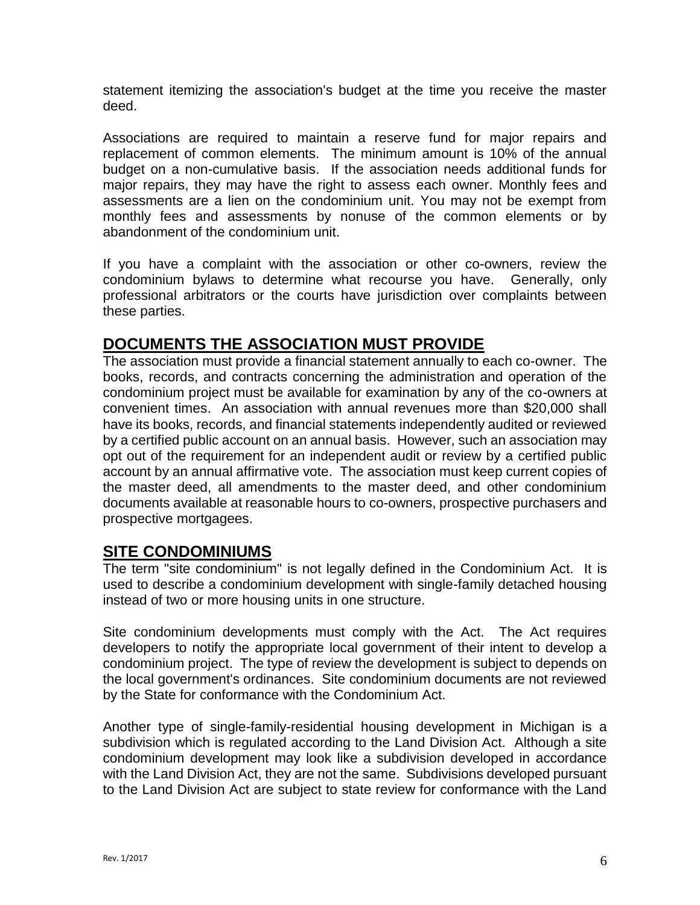statement itemizing the association's budget at the time you receive the master deed.

Associations are required to maintain a reserve fund for major repairs and replacement of common elements. The minimum amount is 10% of the annual budget on a non-cumulative basis. If the association needs additional funds for major repairs, they may have the right to assess each owner. Monthly fees and assessments are a lien on the condominium unit. You may not be exempt from monthly fees and assessments by nonuse of the common elements or by abandonment of the condominium unit.

If you have a complaint with the association or other co-owners, review the condominium bylaws to determine what recourse you have. Generally, only professional arbitrators or the courts have jurisdiction over complaints between these parties.

## DOCUMENTS THE ASSOCIATION MUST PROVIDE

The association must provide a financial statement annually to each co-owner. The books, records, and contracts concerning the administration and operation of the condominium project must be available for examination by any of the co-owners at convenient times. An association with annual revenues more than $20,000 shall have its books, records, and financial statements independently audited or reviewed by a certified public account on an annual basis. However, such an association may opt out of the requirement for an independent audit or review by a certified public account by an annual affirmative vote. The association must keep current copies of the master deed, all amendments to the master deed, and other condominium documents available at reasonable hours to co-owners, prospective purchasers and prospective mortgagees.

## SITE CONDOMINIUMS

The term "site condominium" is not legally defined in the Condominium Act. It is used to describe a condominium development with single-family detached housing instead of two or more housing units in one structure.

Site condominium developments must comply with the Act. The Act requires developers to notify the appropriate local government of their intent to develop a condominium project. The type of review the development is subject to depends on the local government's ordinances. Site condominium documents are not reviewed by the State for conformance with the Condominium Act.

Another type of single-family-residential housing development in Michigan is a subdivision which is regulated according to the Land Division Act. Although a site condominium development may look like a subdivision developed in accordance with the Land Division Act, they are not the same. Subdivisions developed pursuant to the Land Division Act are subject to state review for conformance with the Land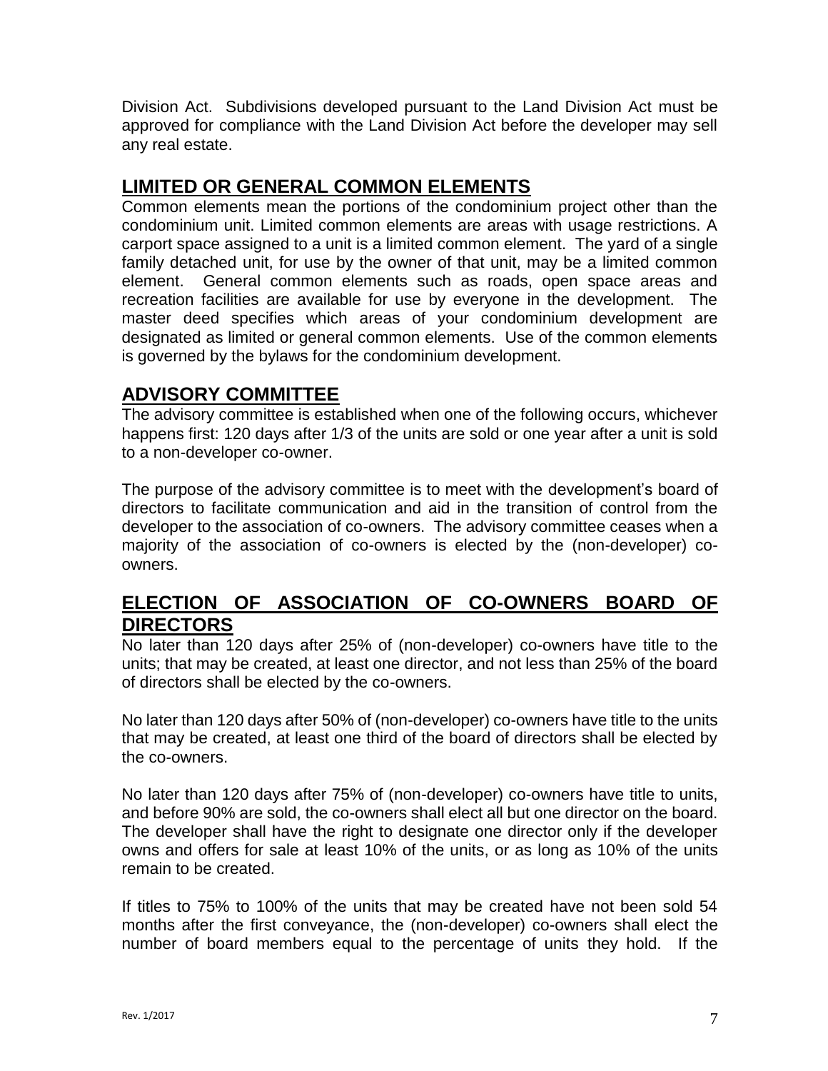Division Act. Subdivisions developed pursuant to the Land Division Act must be approved for compliance with the Land Division Act before the developer may sell any real estate.

## LIMITED OR GENERAL COMMON ELEMENTS

Common elements mean the portions of the condominium project other than the condominium unit. Limited common elements are areas with usage restrictions. A carport space assigned to a unit is a limited common element. The yard of a single family detached unit, for use by the owner of that unit, may be a limited common element. General common elements such as roads, open space areas and recreation facilities are available for use by everyone in the development. The master deed specifies which areas of your condominium development are designated as limited or general common elements. Use of the common elements is governed by the bylaws for the condominium development.

## ADVISORY COMMITTEE

The advisory committee is established when one of the following occurs, whichever happens first: 120 days after 1/3 of the units are sold or one year after a unit is sold to a non-developer co-owner.

The purpose of the advisory committee is to meet with the development's board of directors to facilitate communication and aid in the transition of control from the developer to the association of co-owners. The advisory committee ceases when a majority of the association of co-owners is elected by the (non-developer) co-owners.

## ELECTION OF ASSOCIATION OF CO-OWNERS BOARD OF DIRECTORS

No later than 120 days after 25% of (non-developer) co-owners have title to the units; that may be created, at least one director, and not less than 25% of the board of directors shall be elected by the co-owners.

No later than 120 days after 50% of (non-developer) co-owners have title to the units that may be created, at least one third of the board of directors shall be elected by the co-owners.

No later than 120 days after 75% of (non-developer) co-owners have title to units, and before 90% are sold, the co-owners shall elect all but one director on the board. The developer shall have the right to designate one director only if the developer owns and offers for sale at least 10% of the units, or as long as 10% of the units remain to be created.

If titles to 75% to 100% of the units that may be created have not been sold 54 months after the first conveyance, the (non-developer) co-owners shall elect the number of board members equal to the percentage of units they hold. If the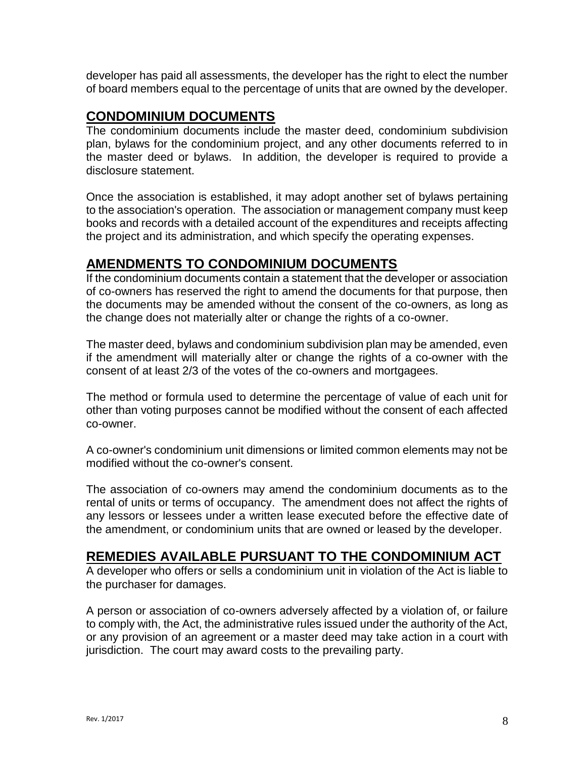developer has paid all assessments, the developer has the right to elect the number of board members equal to the percentage of units that are owned by the developer.

## CONDOMINIUM DOCUMENTS

The condominium documents include the master deed, condominium subdivision plan, bylaws for the condominium project, and any other documents referred to in the master deed or bylaws. In addition, the developer is required to provide a disclosure statement.

Once the association is established, it may adopt another set of bylaws pertaining to the association's operation. The association or management company must keep books and records with a detailed account of the expenditures and receipts affecting the project and its administration, and which specify the operating expenses.

## AMENDMENTS TO CONDOMINIUM DOCUMENTS

If the condominium documents contain a statement that the developer or association of co-owners has reserved the right to amend the documents for that purpose, then the documents may be amended without the consent of the co-owners, as long as the change does not materially alter or change the rights of a co-owner.

The master deed, bylaws and condominium subdivision plan may be amended, even if the amendment will materially alter or change the rights of a co-owner with the consent of at least 2/3 of the votes of the co-owners and mortgagees.

The method or formula used to determine the percentage of value of each unit for other than voting purposes cannot be modified without the consent of each affected co-owner.

A co-owner's condominium unit dimensions or limited common elements may not be modified without the co-owner's consent.

The association of co-owners may amend the condominium documents as to the rental of units or terms of occupancy. The amendment does not affect the rights of any lessors or lessees under a written lease executed before the effective date of the amendment, or condominium units that are owned or leased by the developer.

## REMEDIES AVAILABLE PURSUANT TO THE CONDOMINIUM ACT

A developer who offers or sells a condominium unit in violation of the Act is liable to the purchaser for damages.

A person or association of co-owners adversely affected by a violation of, or failure to comply with, the Act, the administrative rules issued under the authority of the Act, or any provision of an agreement or a master deed may take action in a court with jurisdiction. The court may award costs to the prevailing party.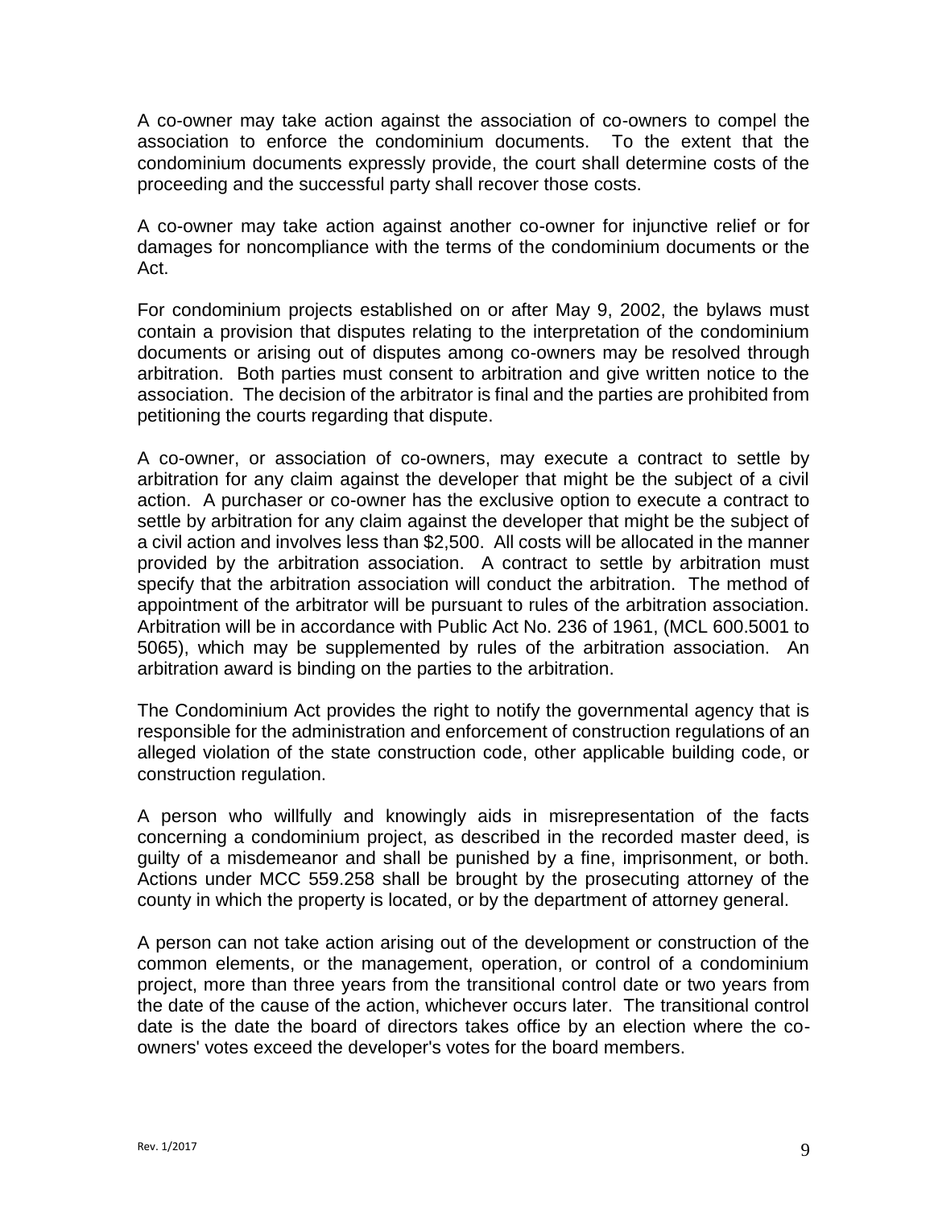A co-owner may take action against the association of co-owners to compel the association to enforce the condominium documents. To the extent that the condominium documents expressly provide, the court shall determine costs of the proceeding and the successful party shall recover those costs.

A co-owner may take action against another co-owner for injunctive relief or for damages for noncompliance with the terms of the condominium documents or the Act.

For condominium projects established on or after May 9, 2002, the bylaws must contain a provision that disputes relating to the interpretation of the condominium documents or arising out of disputes among co-owners may be resolved through arbitration. Both parties must consent to arbitration and give written notice to the association. The decision of the arbitrator is final and the parties are prohibited from petitioning the courts regarding that dispute.

A co-owner, or association of co-owners, may execute a contract to settle by arbitration for any claim against the developer that might be the subject of a civil action. A purchaser or co-owner has the exclusive option to execute a contract to settle by arbitration for any claim against the developer that might be the subject of a civil action and involves less than $2,500. All costs will be allocated in the manner provided by the arbitration association. A contract to settle by arbitration must specify that the arbitration association will conduct the arbitration. The method of appointment of the arbitrator will be pursuant to rules of the arbitration association. Arbitration will be in accordance with Public Act No. 236 of 1961, (MCL 600.5001 to 5065), which may be supplemented by rules of the arbitration association. An arbitration award is binding on the parties to the arbitration.

The Condominium Act provides the right to notify the governmental agency that is responsible for the administration and enforcement of construction regulations of an alleged violation of the state construction code, other applicable building code, or construction regulation.

A person who willfully and knowingly aids in misrepresentation of the facts concerning a condominium project, as described in the recorded master deed, is guilty of a misdemeanor and shall be punished by a fine, imprisonment, or both. Actions under MCC 559.258 shall be brought by the prosecuting attorney of the county in which the property is located, or by the department of attorney general.

A person can not take action arising out of the development or construction of the common elements, or the management, operation, or control of a condominium project, more than three years from the transitional control date or two years from the date of the cause of the action, whichever occurs later. The transitional control date is the date the board of directors takes office by an election where the co-owners' votes exceed the developer's votes for the board members.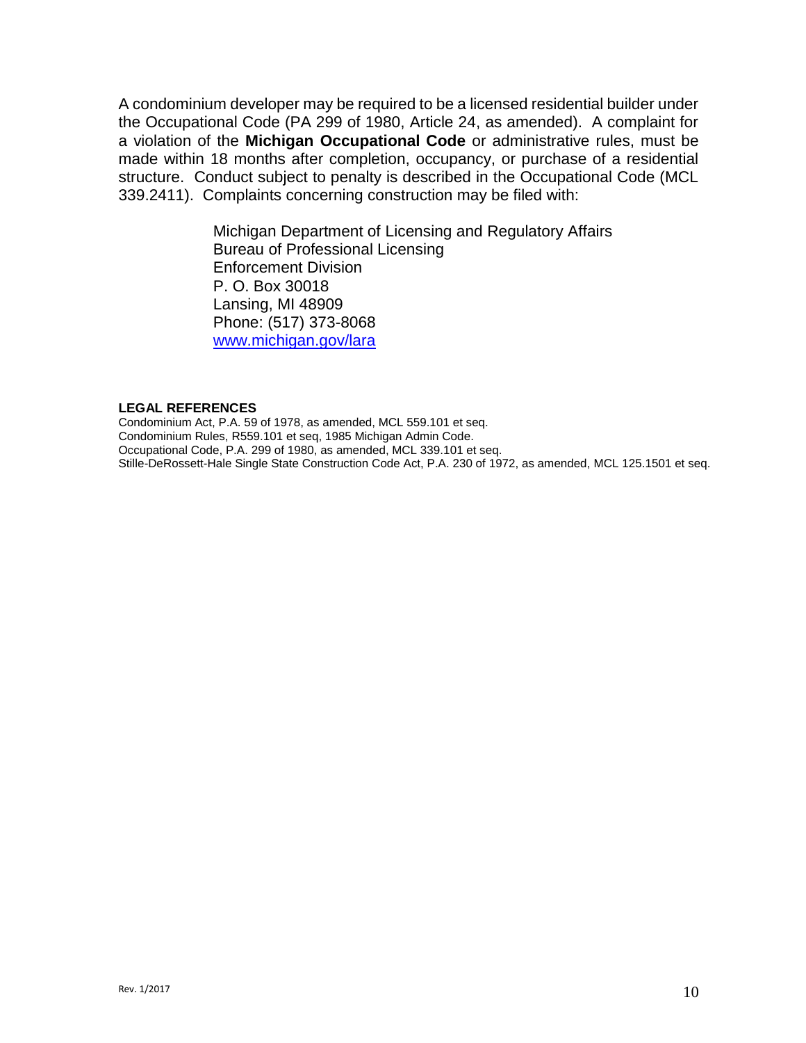A condominium developer may be required to be a licensed residential builder under the Occupational Code (PA 299 of 1980, Article 24, as amended). A complaint for a violation of the **Michigan Occupational Code** or administrative rules, must be made within 18 months after completion, occupancy, or purchase of a residential structure. Conduct subject to penalty is described in the Occupational Code (MCL 339.2411). Complaints concerning construction may be filed with:

Michigan Department of Licensing and Regulatory Affairs
Bureau of Professional Licensing
Enforcement Division
P. O. Box 30018
Lansing, MI 48909
Phone: (517) 373-8068
[www.michigan.gov/lara](http://www.michigan.gov/lara)

**LEGAL REFERENCES**

Condominium Act, P.A. 59 of 1978, as amended, MCL 559.101 et seq.
Condominium Rules, R559.101 et seq, 1985 Michigan Admin Code.
Occupational Code, P.A. 299 of 1980, as amended, MCL 339.101 et seq.
Stille-DeRossett-Hale Single State Construction Code Act, P.A. 230 of 1972, as amended, MCL 125.1501 et seq.

Rev. 1/2017